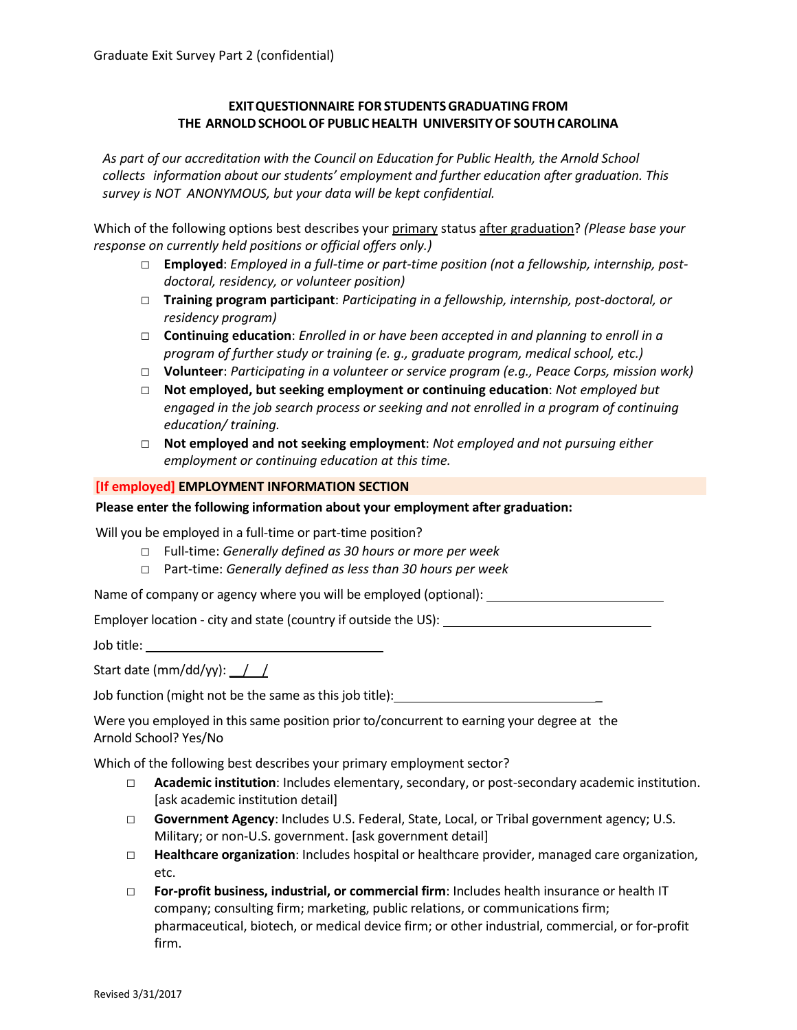Graduate Exit Survey Part 2 (confidential)

# EXIT QUESTIONNAIRE FOR STUDENTS GRADUATING FROM THE ARNOLD SCHOOL OF PUBLIC HEALTH UNIVERSITY OF SOUTH CAROLINA

*As part of our accreditation with the Council on Education for Public Health, the Arnold School collects information about our students' employment and further education after graduation. This survey is NOT ANONYMOUS, but your data will be kept confidential.*

Which of the following options best describes your primary status after graduation? *(Please base your response on currently held positions or official offers only.)*

- □ **Employed**: *Employed in a full-time or part-time position (not a fellowship, internship, post-doctoral, residency, or volunteer position)*
- □ **Training program participant**: *Participating in a fellowship, internship, post-doctoral, or residency program)*
- □ **Continuing education**: *Enrolled in or have been accepted in and planning to enroll in a program of further study or training (e. g., graduate program, medical school, etc.)*
- □ **Volunteer**: *Participating in a volunteer or service program (e.g., Peace Corps, mission work)*
- □ **Not employed, but seeking employment or continuing education**: *Not employed but engaged in the job search process or seeking and not enrolled in a program of continuing education/ training.*
- □ **Not employed and not seeking employment**: *Not employed and not pursuing either employment or continuing education at this time.*

## [If employed] EMPLOYMENT INFORMATION SECTION

**Please enter the following information about your employment after graduation:**

Will you be employed in a full-time or part-time position?

- □ Full-time: *Generally defined as 30 hours or more per week*
- □ Part-time: *Generally defined as less than 30 hours per week*

Name of company or agency where you will be employed (optional): ____________________________

Employer location - city and state (country if outside the US): ________________________________

Job title: ____________________________________

Start date (mm/dd/yy): __/__/

Job function (might not be the same as this job title): ________________________________

Were you employed in this same position prior to/concurrent to earning your degree at the Arnold School? Yes/No

Which of the following best describes your primary employment sector?

- □ **Academic institution**: Includes elementary, secondary, or post-secondary academic institution. [ask academic institution detail]
- □ **Government Agency**: Includes U.S. Federal, State, Local, or Tribal government agency; U.S. Military; or non-U.S. government. [ask government detail]
- □ **Healthcare organization**: Includes hospital or healthcare provider, managed care organization, etc.
- □ **For-profit business, industrial, or commercial firm**: Includes health insurance or health IT company; consulting firm; marketing, public relations, or communications firm; pharmaceutical, biotech, or medical device firm; or other industrial, commercial, or for-profit firm.

Revised 3/31/2017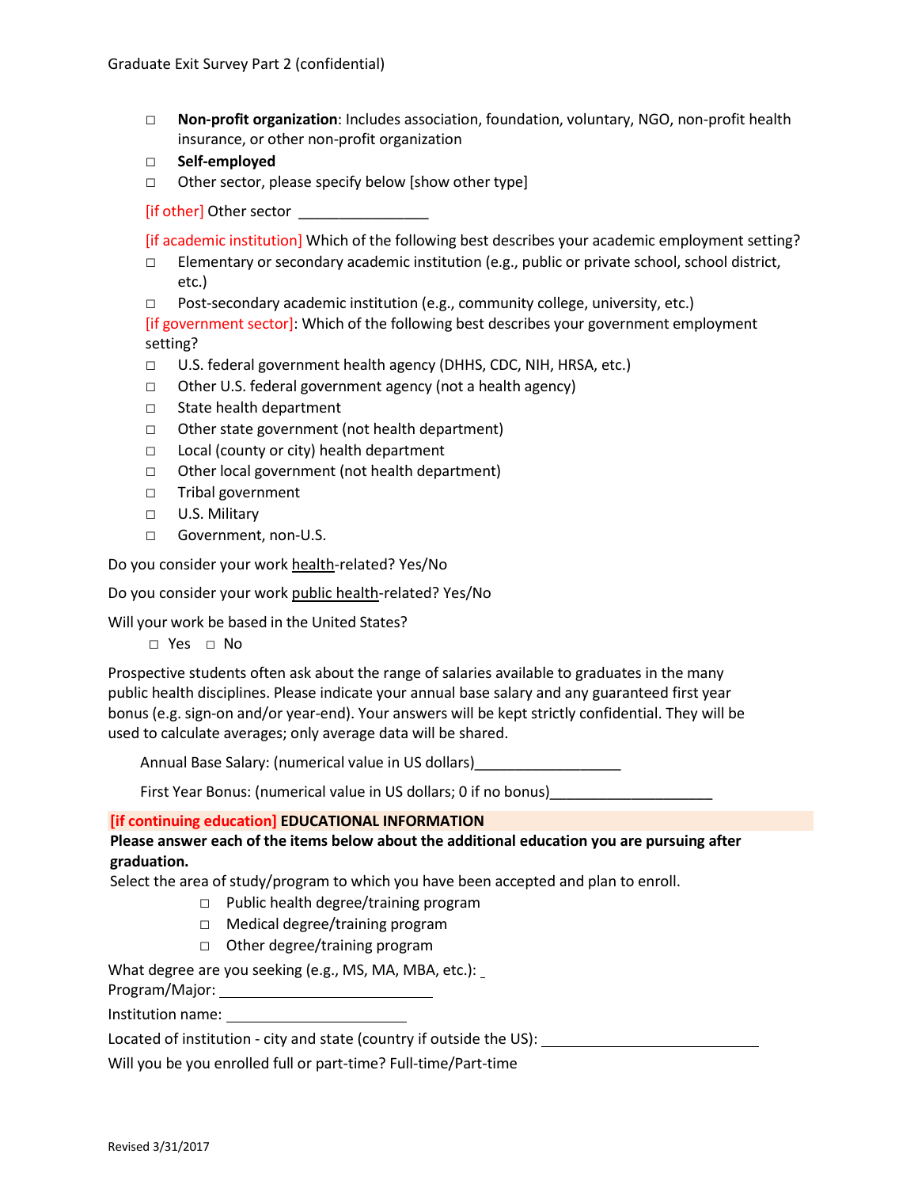- ☐ **Non-profit organization**: Includes association, foundation, voluntary, NGO, non-profit health insurance, or other non-profit organization
- ☐ **Self-employed**
- ☐ Other sector, please specify below [show other type]

[if other] Other sector ________________

[if academic institution] Which of the following best describes your academic employment setting?

- ☐ Elementary or secondary academic institution (e.g., public or private school, school district, etc.)
- ☐ Post-secondary academic institution (e.g., community college, university, etc.)

[if government sector]: Which of the following best describes your government employment setting?

- ☐ U.S. federal government health agency (DHHS, CDC, NIH, HRSA, etc.)
- ☐ Other U.S. federal government agency (not a health agency)
- ☐ State health department
- ☐ Other state government (not health department)
- ☐ Local (county or city) health department
- ☐ Other local government (not health department)
- ☐ Tribal government
- ☐ U.S. Military
- ☐ Government, non-U.S.

Do you consider your work health-related? Yes/No

Do you consider your work public health-related? Yes/No

Will your work be based in the United States?

☐ Yes ☐ No

Prospective students often ask about the range of salaries available to graduates in the many public health disciplines. Please indicate your annual base salary and any guaranteed first year bonus (e.g. sign-on and/or year-end). Your answers will be kept strictly confidential. They will be used to calculate averages; only average data will be shared.

Annual Base Salary: (numerical value in US dollars)__________________

First Year Bonus: (numerical value in US dollars; 0 if no bonus)____________________

## [if continuing education] EDUCATIONAL INFORMATION

**Please answer each of the items below about the additional education you are pursuing after graduation.**

Select the area of study/program to which you have been accepted and plan to enroll.

- ☐ Public health degree/training program
- ☐ Medical degree/training program
- ☐ Other degree/training program

What degree are you seeking (e.g., MS, MA, MBA, etc.): _

Program/Major: ____________________________

Institution name: ________________________

Located of institution - city and state (country if outside the US): ____________________________

Will you be you enrolled full or part-time? Full-time/Part-time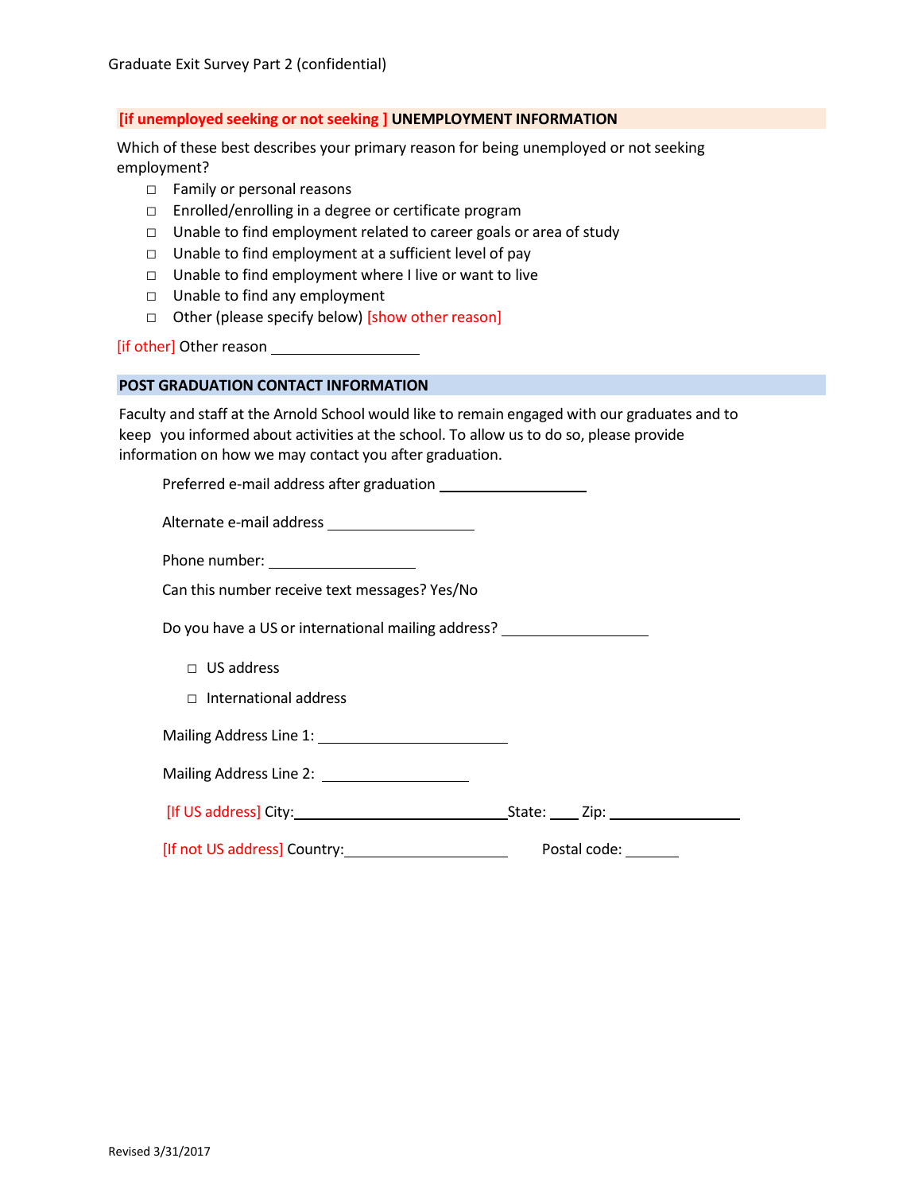Graduate Exit Survey Part 2 (confidential)

## [if unemployed seeking or not seeking ] UNEMPLOYMENT INFORMATION

Which of these best describes your primary reason for being unemployed or not seeking employment?

- □ Family or personal reasons
- □ Enrolled/enrolling in a degree or certificate program
- □ Unable to find employment related to career goals or area of study
- □ Unable to find employment at a sufficient level of pay
- □ Unable to find employment where I live or want to live
- □ Unable to find any employment
- □ Other (please specify below) [show other reason]

[if other] Other reason ___________________

## POST GRADUATION CONTACT INFORMATION

Faculty and staff at the Arnold School would like to remain engaged with our graduates and to keep you informed about activities at the school. To allow us to do so, please provide information on how we may contact you after graduation.

Preferred e-mail address after graduation ___________________

Alternate e-mail address ___________________

Phone number: ___________________

Can this number receive text messages? Yes/No

Do you have a US or international mailing address? ___________________

- □ US address
- □ International address

Mailing Address Line 1: ___________________

Mailing Address Line 2: ___________________

[If US address] City: ___________________ State: ____ Zip: ___________________

[If not US address] Country: ___________________ Postal code: _______

Revised 3/31/2017